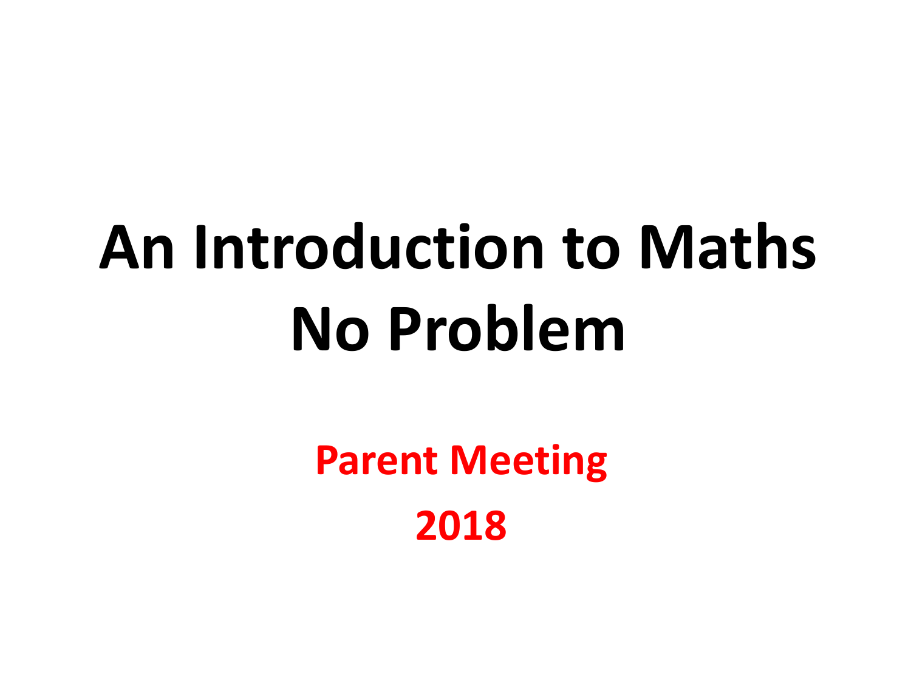# An Introduction to Maths No Problem

**Parent Meeting**

**2018**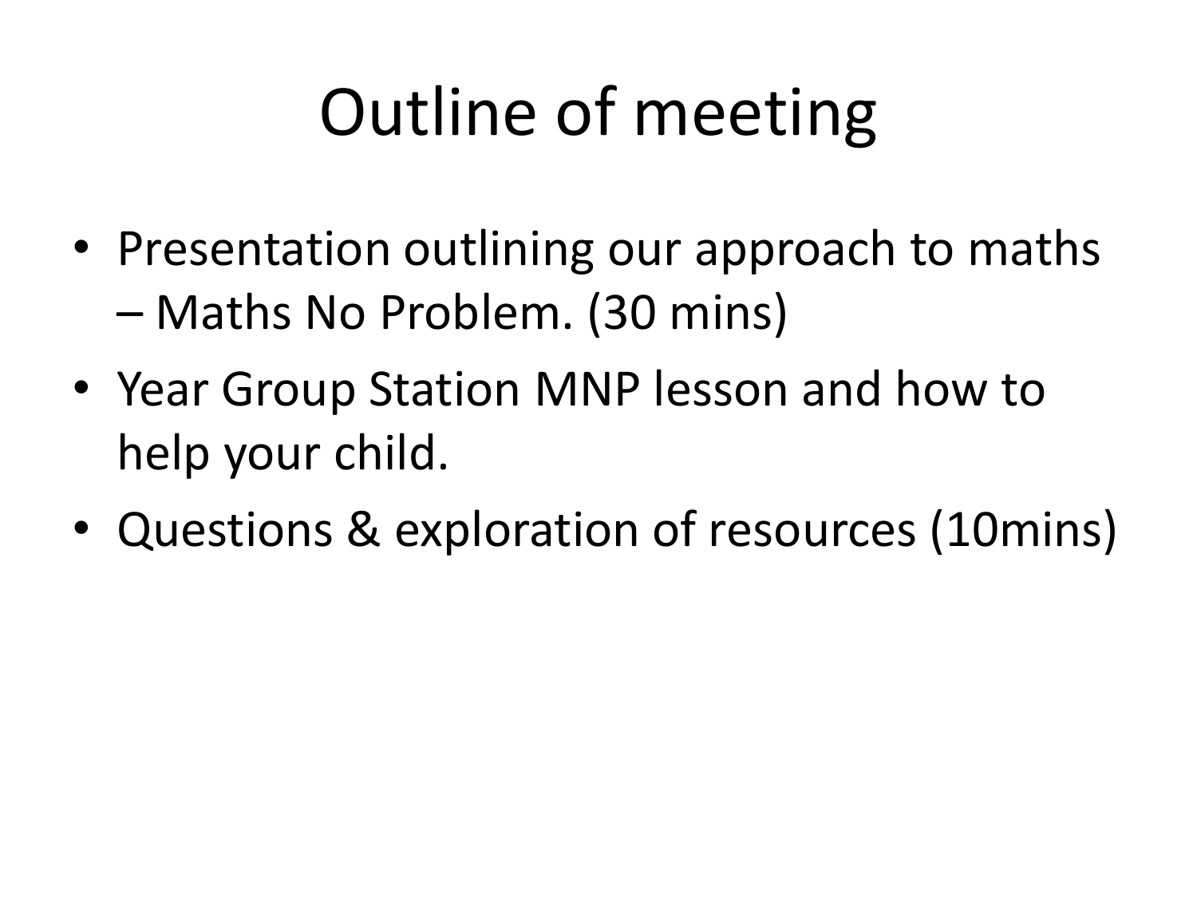# Outline of meeting

- Presentation outlining our approach to maths – Maths No Problem. (30 mins)
- Year Group Station MNP lesson and how to help your child.
- Questions & exploration of resources (10mins)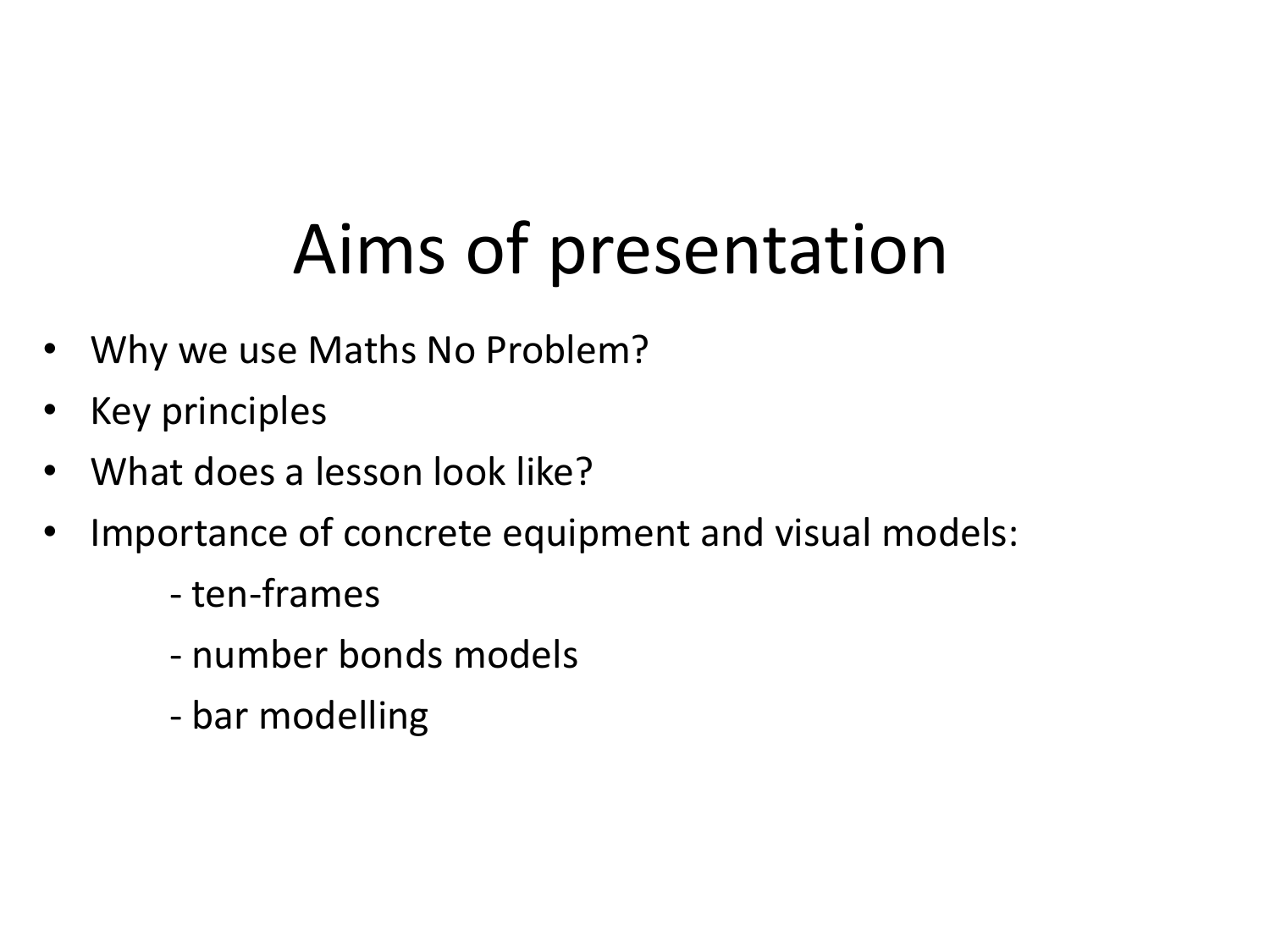# Aims of presentation

- Why we use Maths No Problem?
- Key principles
- What does a lesson look like?
- Importance of concrete equipment and visual models:
  - ten-frames
  - number bonds models
  - bar modelling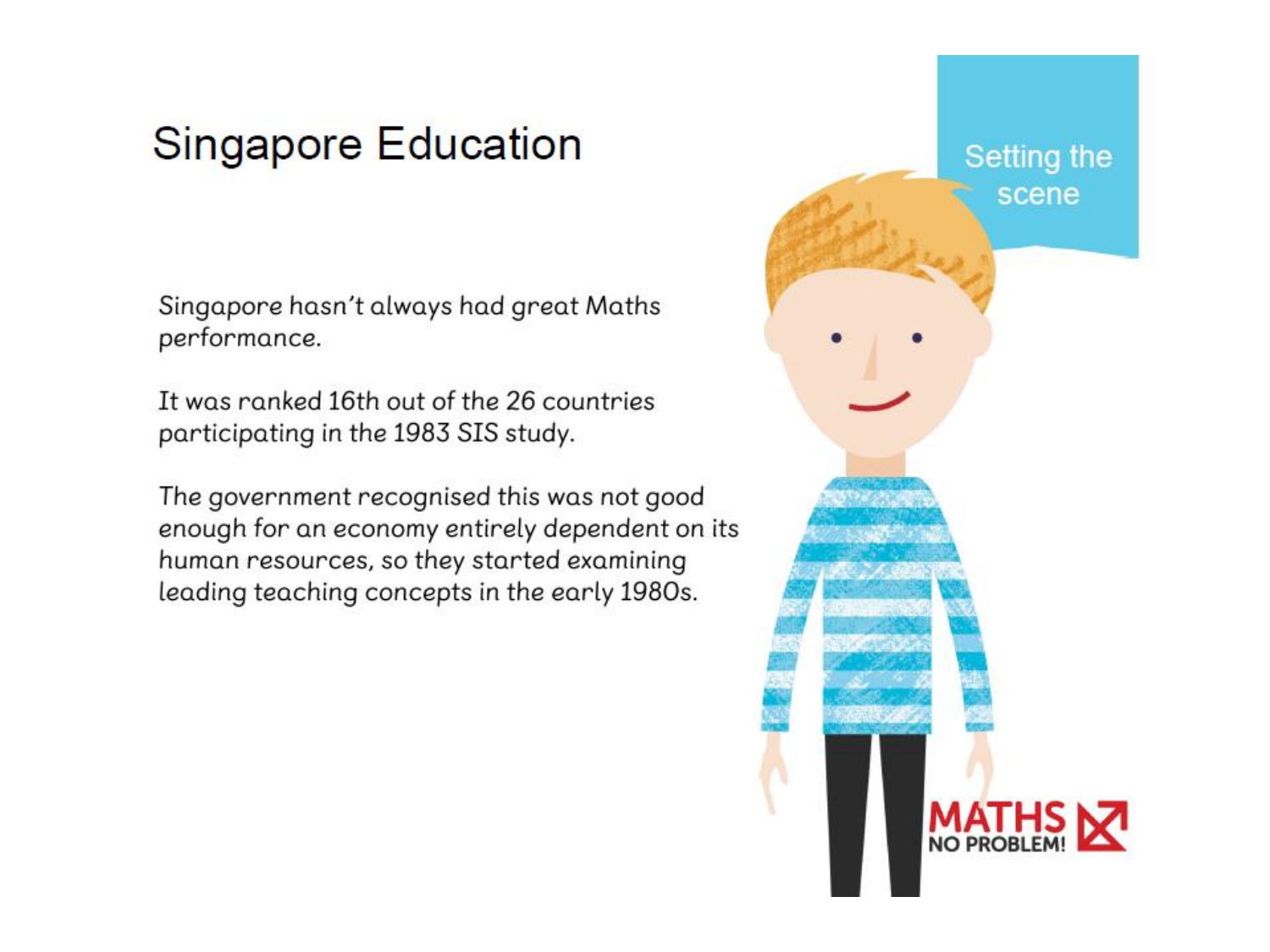# Singapore Education

Setting the scene

Singapore hasn't always had great Maths performance.

It was ranked 16th out of the 26 countries participating in the 1983 SIS study.

The government recognised this was not good enough for an economy entirely dependent on its human resources, so they started examining leading teaching concepts in the early 1980s.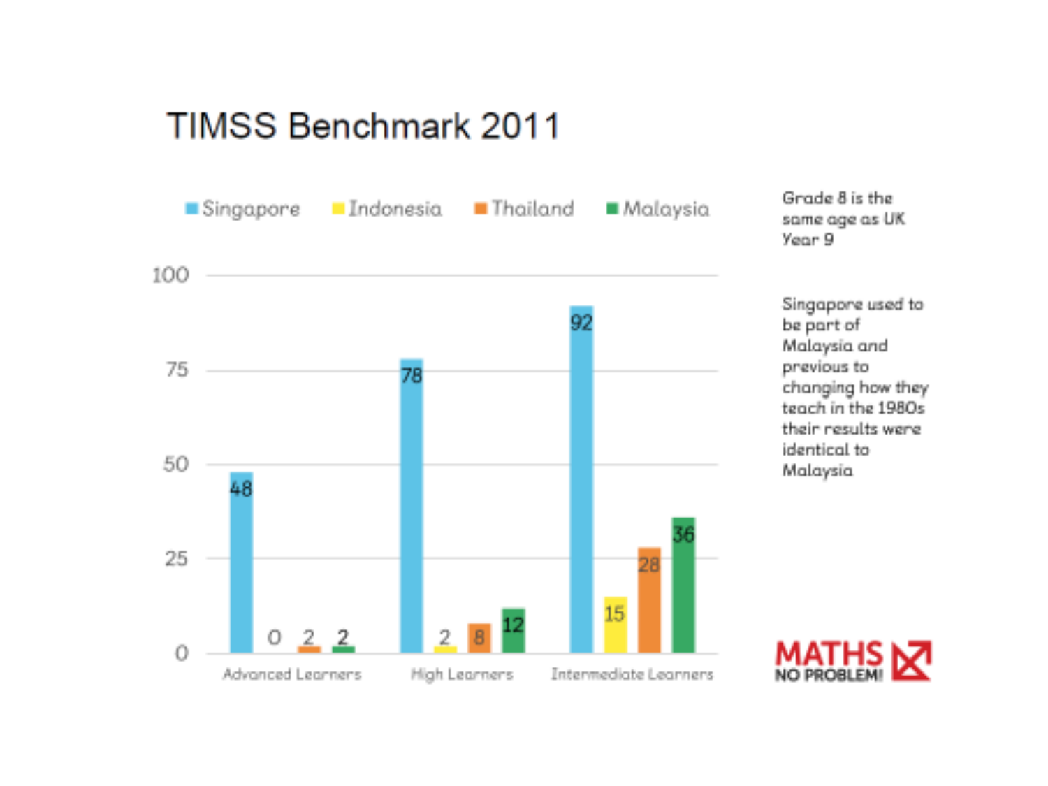# TIMSS Benchmark 2011

| | Singapore | Indonesia | Thailand | Malaysia |
|---|---|---|---|---|
| Advanced Learners | 48 | 0 | 2 | 2 |
| High Learners | 78 | 2 | 8 | 12 |
| Intermediate Learners | 92 | 15 | 28 | 36 |

Grade 8 is the same age as UK Year 9

Singapore used to be part of Malaysia and previous to changing how they teach in the 1980s their results were identical to Malaysia

MATHS NO PROBLEM!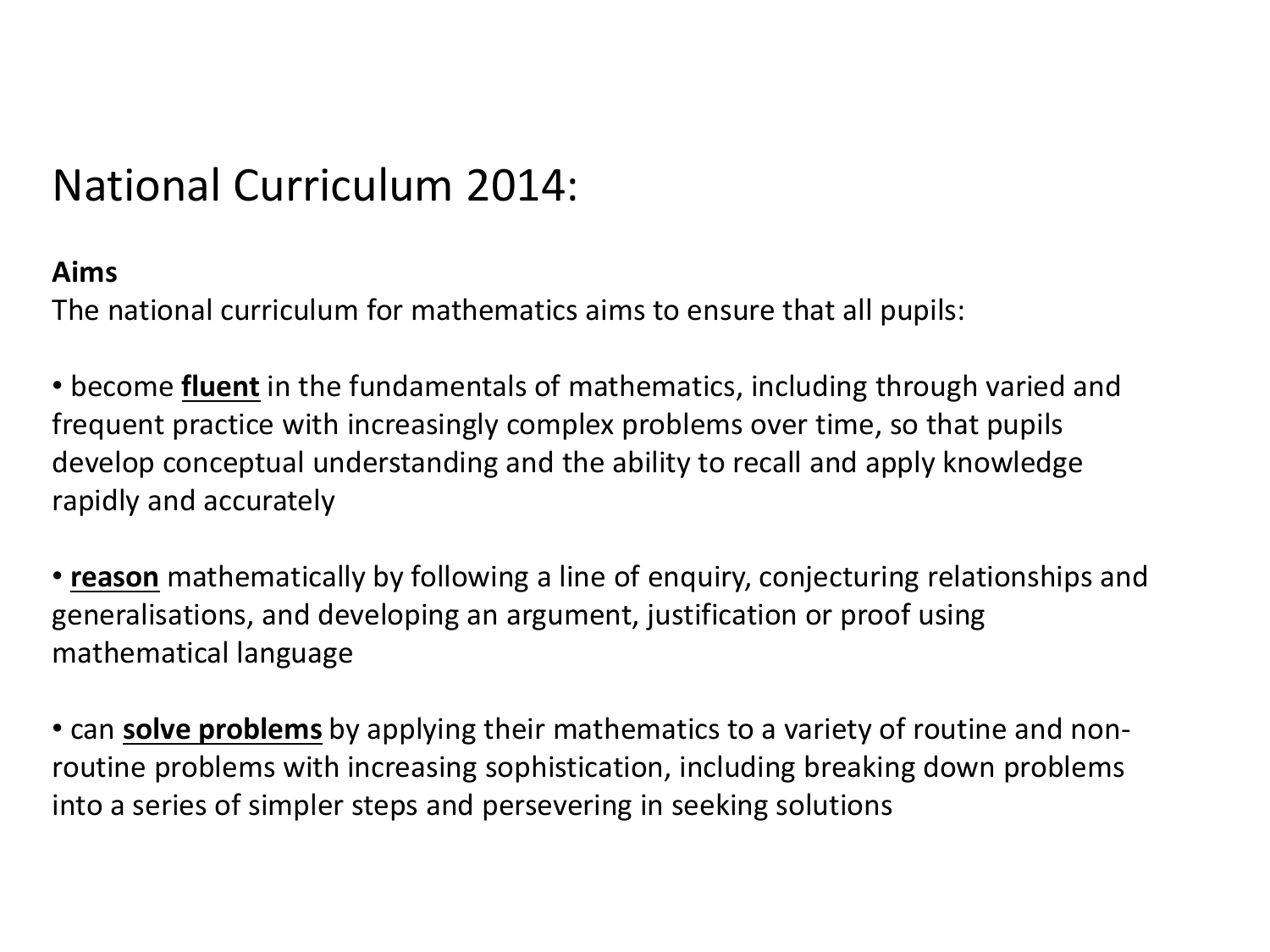# National Curriculum 2014:

**Aims**

The national curriculum for mathematics aims to ensure that all pupils:

- become **<u>fluent</u>** in the fundamentals of mathematics, including through varied and frequent practice with increasingly complex problems over time, so that pupils develop conceptual understanding and the ability to recall and apply knowledge rapidly and accurately

- **<u>reason</u>** mathematically by following a line of enquiry, conjecturing relationships and generalisations, and developing an argument, justification or proof using mathematical language

- can **<u>solve problems</u>** by applying their mathematics to a variety of routine and non-routine problems with increasing sophistication, including breaking down problems into a series of simpler steps and persevering in seeking solutions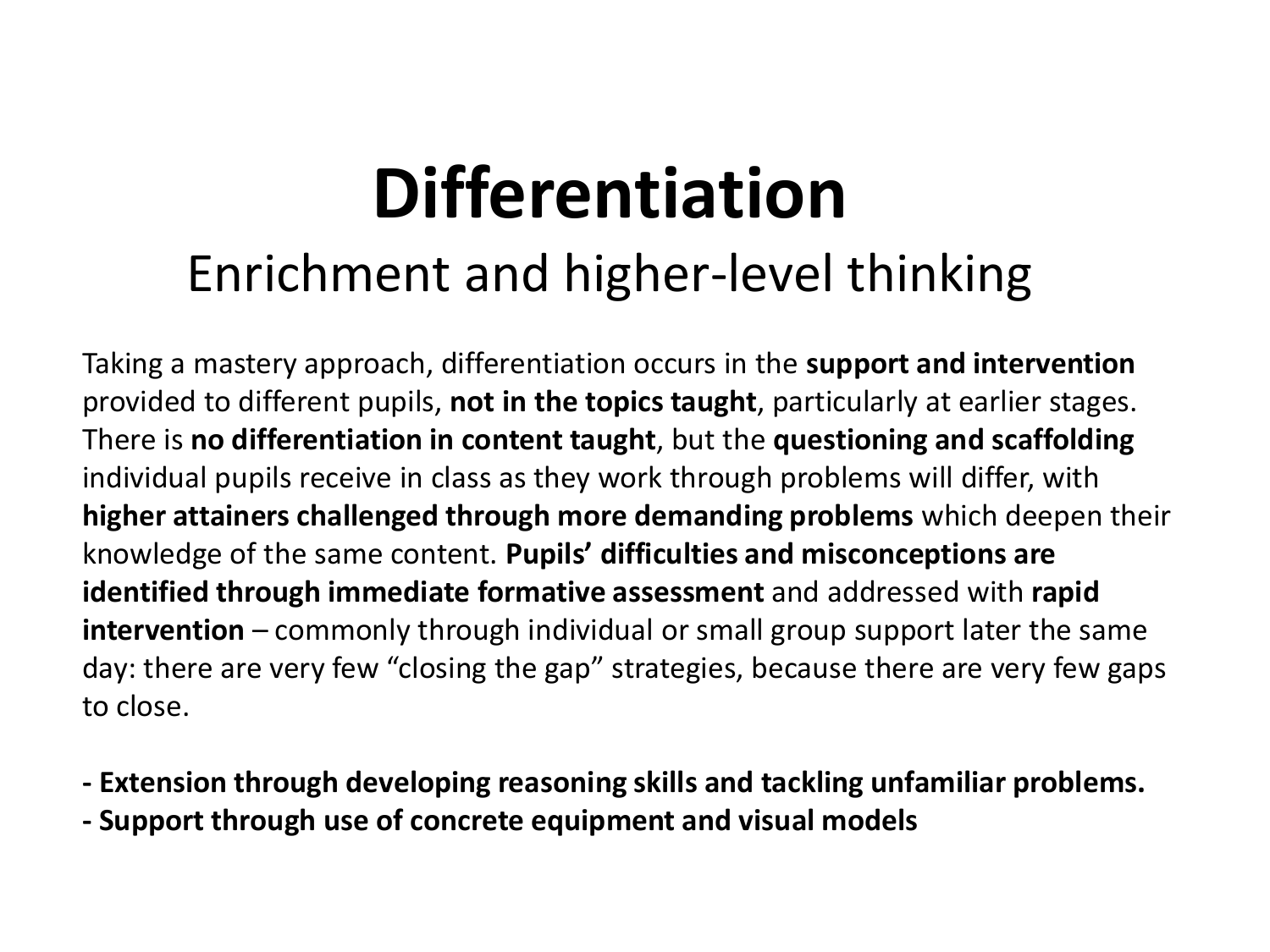# Differentiation

## Enrichment and higher-level thinking

Taking a mastery approach, differentiation occurs in the **support and intervention** provided to different pupils, **not in the topics taught**, particularly at earlier stages. There is **no differentiation in content taught**, but the **questioning and scaffolding** individual pupils receive in class as they work through problems will differ, with **higher attainers challenged through more demanding problems** which deepen their knowledge of the same content. **Pupils' difficulties and misconceptions are identified through immediate formative assessment** and addressed with **rapid intervention** – commonly through individual or small group support later the same day: there are very few "closing the gap" strategies, because there are very few gaps to close.

**- Extension through developing reasoning skills and tackling unfamiliar problems.**
**- Support through use of concrete equipment and visual models**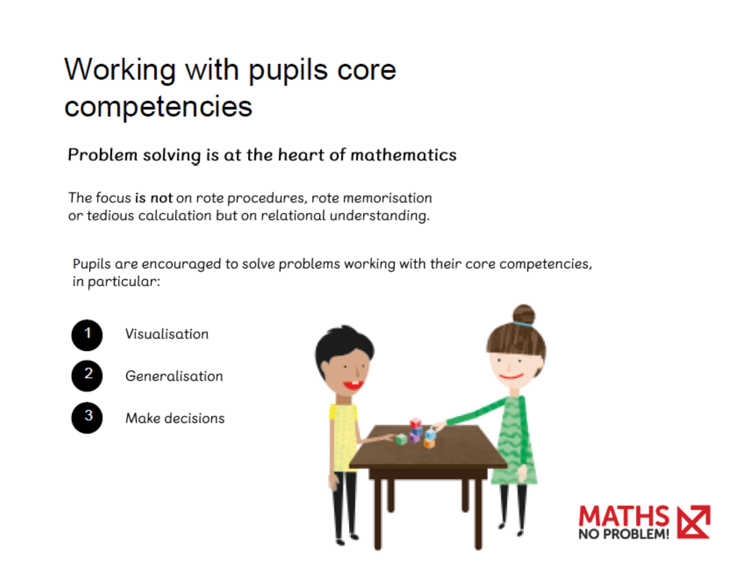# Working with pupils core competencies

## Problem solving is at the heart of mathematics

The focus **is not** on rote procedures, rote memorisation or tedious calculation but on relational understanding.

Pupils are encouraged to solve problems working with their core competencies, in particular:

1. Visualisation
2. Generalisation
3. Make decisions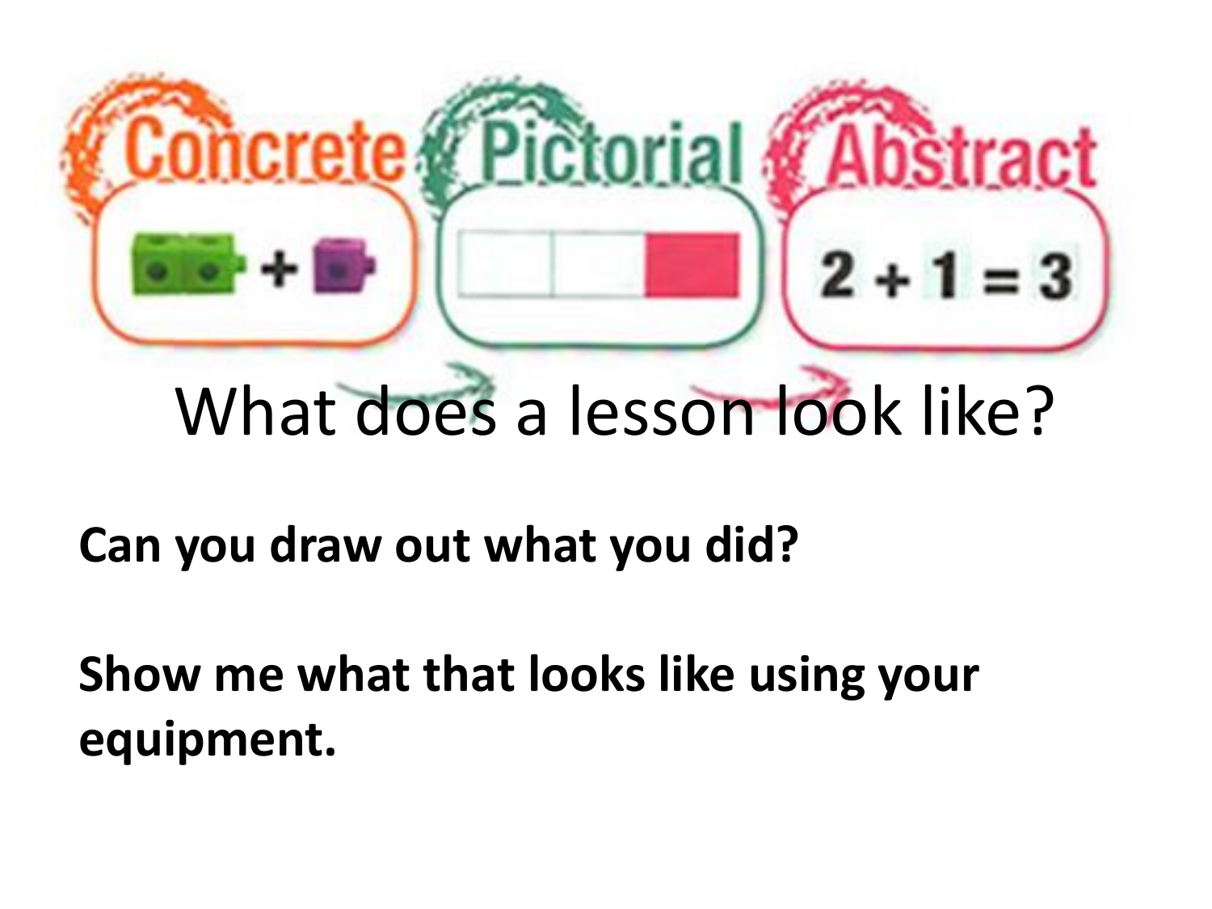Concrete Pictorial Abstract

$2 + 1 = 3$

# What does a lesson look like?

**Can you draw out what you did?**

**Show me what that looks like using your equipment.**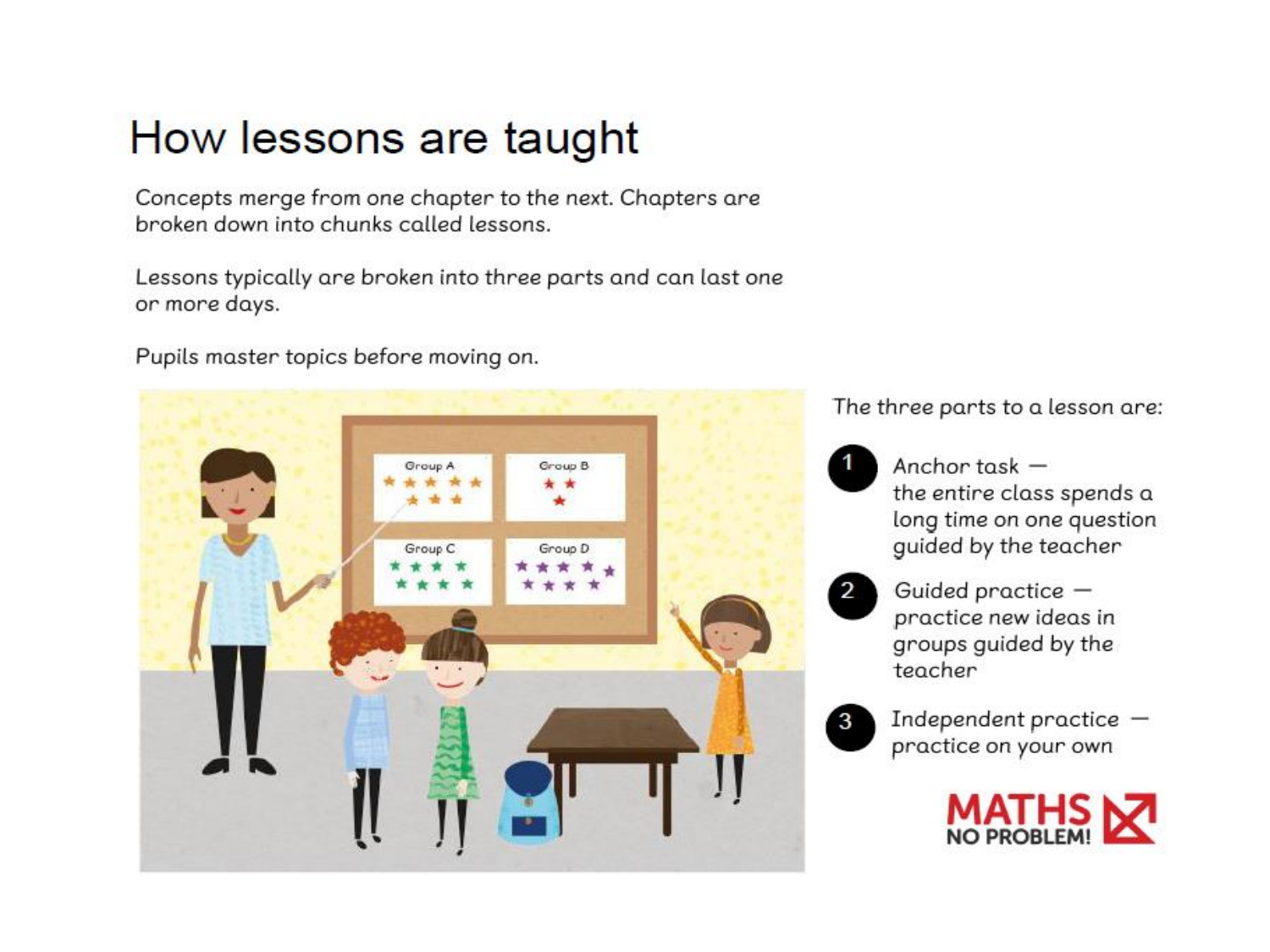# How lessons are taught

Concepts merge from one chapter to the next. Chapters are broken down into chunks called lessons.

Lessons typically are broken into three parts and can last one or more days.

Pupils master topics before moving on.

The three parts to a lesson are:

1. Anchor task — the entire class spends a long time on one question guided by the teacher
2. Guided practice — practice new ideas in groups guided by the teacher
3. Independent practice — practice on your own

MATHS NO PROBLEM!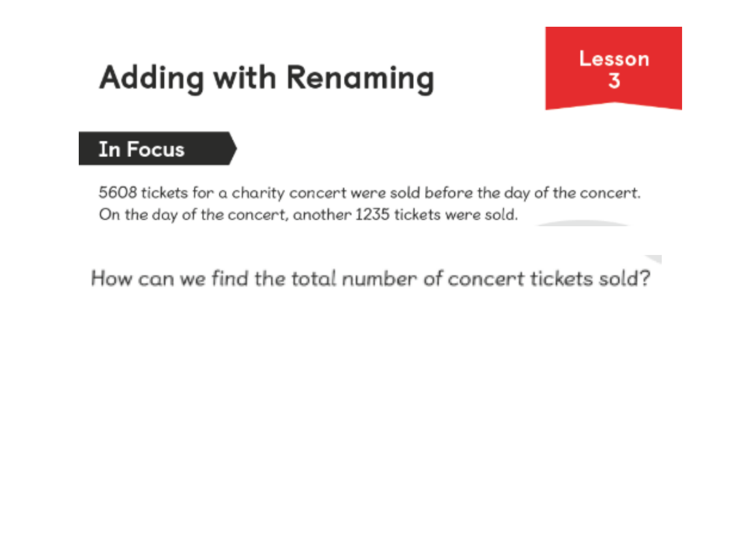# Adding with Renaming

Lesson 3

## In Focus

5608 tickets for a charity concert were sold before the day of the concert.
On the day of the concert, another 1235 tickets were sold.

How can we find the total number of concert tickets sold?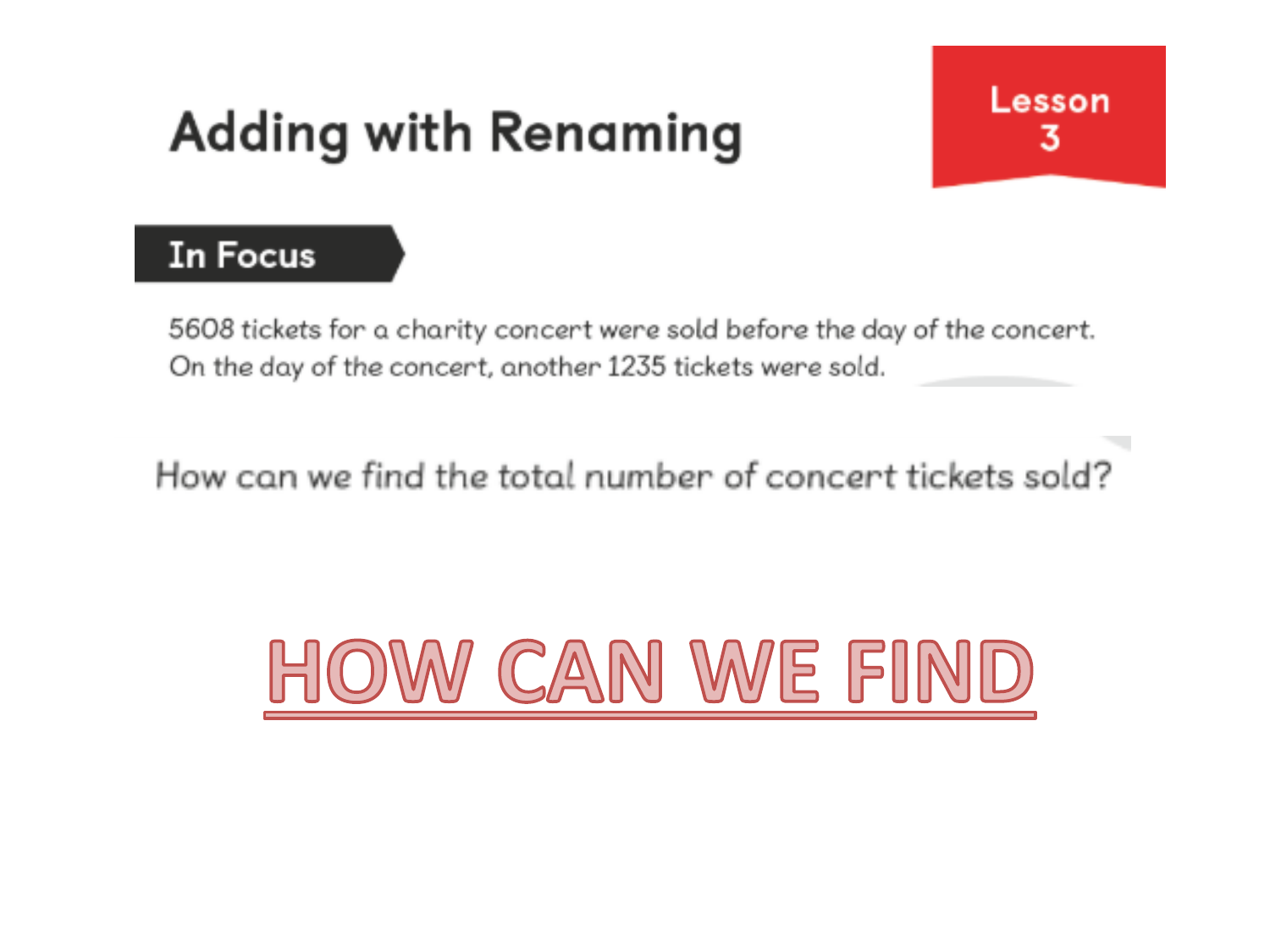# Adding with Renaming

**Lesson 3**

## In Focus

5608 tickets for a charity concert were sold before the day of the concert. On the day of the concert, another 1235 tickets were sold.

How can we find the total number of concert tickets sold?

# HOW CAN WE FIND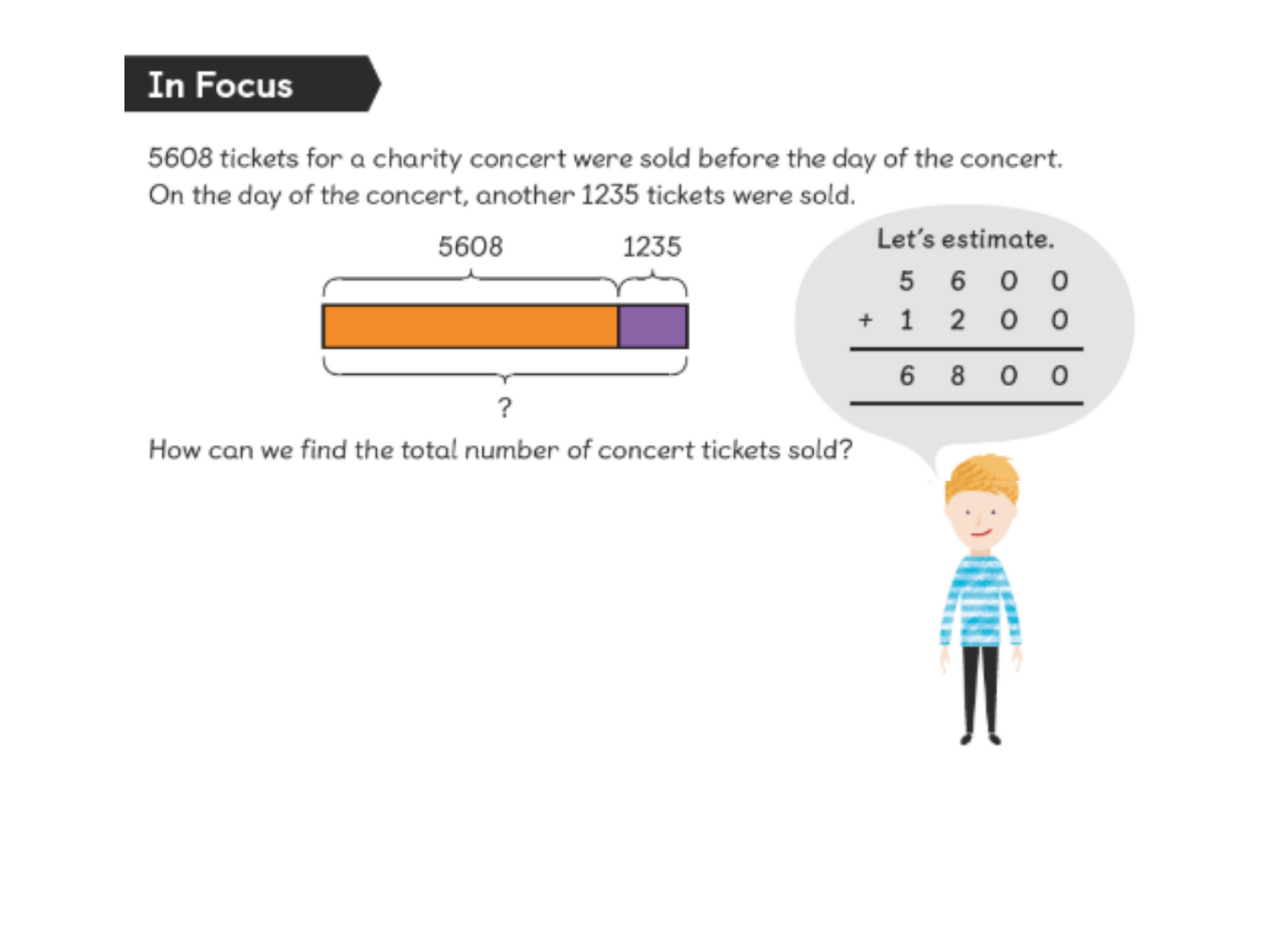## In Focus

5608 tickets for a charity concert were sold before the day of the concert. On the day of the concert, another 1235 tickets were sold.

5608 | 1235

?

How can we find the total number of concert tickets sold?

Let's estimate.

$$\begin{array}{r} 5600 \\ +\ 1200 \\ \hline 6800 \\ \hline \end{array}$$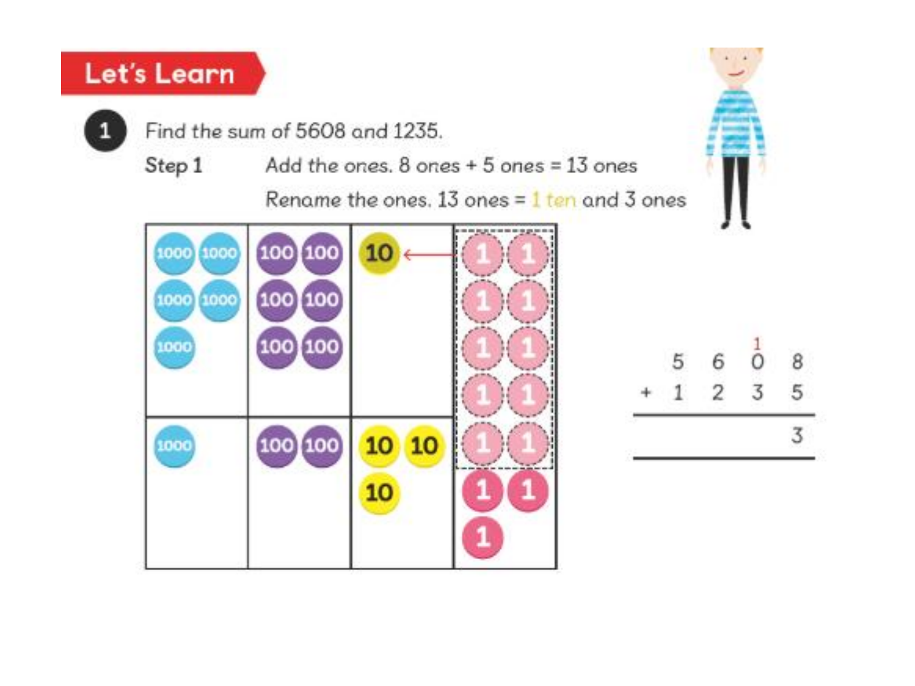## Let's Learn

**1** Find the sum of 5608 and 1235.

**Step 1** Add the ones. 8 ones + 5 ones = 13 ones

Rename the ones. 13 ones = 1 ten and 3 ones

| 1000 | 100 | 10 | 1 |
|---|---|---|---|
| 1000 1000 1000 1000 1000 | 100 100 100 100 100 100 | 10 | 1 1 1 1 1 1 1 1 1 1 |
| 1000 | 100 100 | 10 10 10 | 1 1 1 |

$$
\begin{array}{r}
\phantom{+}\ 5\ \ 6\ \ \overset{1}{0}\ \ 8 \\
+\ 1\ \ 2\ \ 3\ \ 5 \\
\hline
3 \\
\hline
\end{array}
$$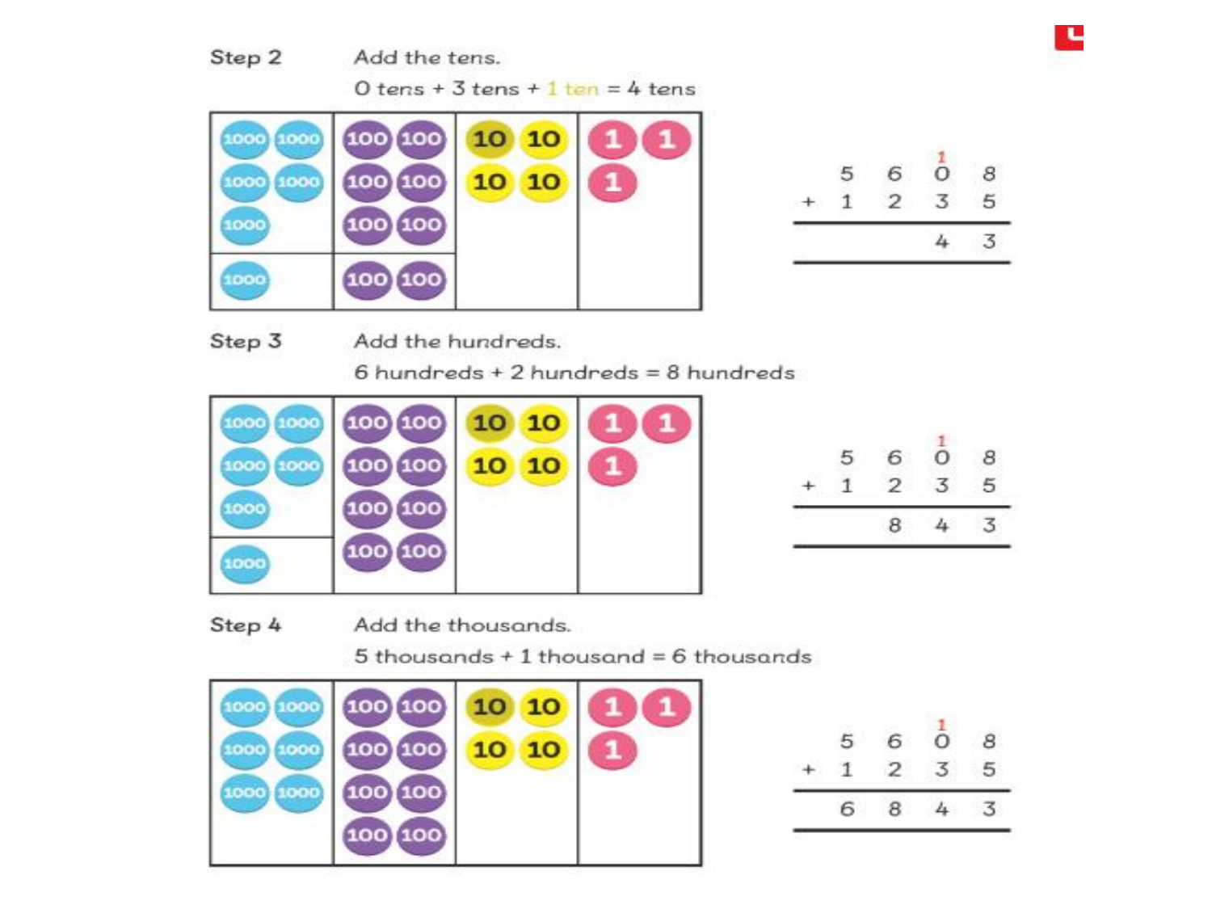**Step 2** Add the tens.

0 tens + 3 tens + 1 ten = 4 tens

| | | | | |
|---|---|---|---|---|
| | 5 | 6 | $\overset{1}{0}$ | 8 |
| + | 1 | 2 | 3 | 5 |
| | | | 4 | 3 |

**Step 3** Add the hundreds.

6 hundreds + 2 hundreds = 8 hundreds

| | | | | |
|---|---|---|---|---|
| | 5 | 6 | $\overset{1}{0}$ | 8 |
| + | 1 | 2 | 3 | 5 |
| | | 8 | 4 | 3 |

**Step 4** Add the thousands.

5 thousands + 1 thousand = 6 thousands

| | | | | |
|---|---|---|---|---|
| | 5 | 6 | $\overset{1}{0}$ | 8 |
| + | 1 | 2 | 3 | 5 |
| | 6 | 8 | 4 | 3 |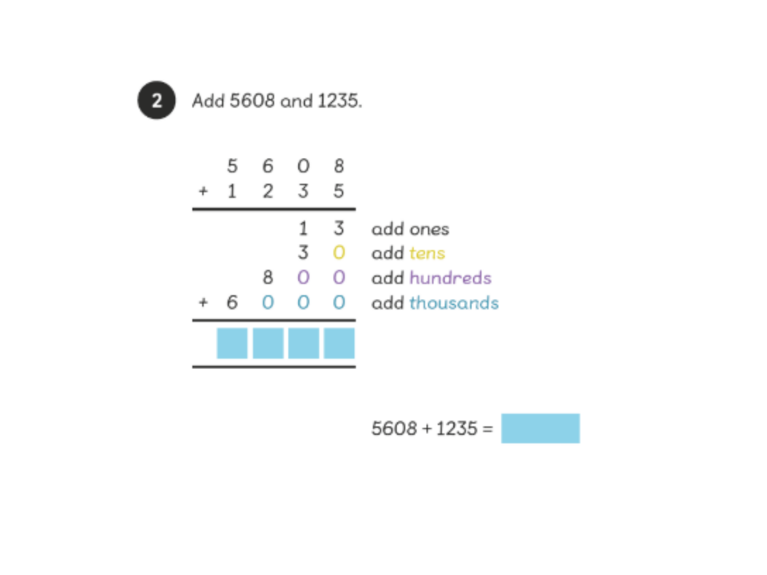**2** Add 5608 and 1235.

|   |   |   |   |   |   |
|---|---|---|---|---|---|
|   | 5 | 6 | 0 | 8 |   |
| + | 1 | 2 | 3 | 5 |   |
|   |   |   | 1 | 3 | add ones |
|   |   |   | 3 | 0 | add tens |
|   |   | 8 | 0 | 0 | add hundreds |
| + | 6 | 0 | 0 | 0 | add thousands |
|   | ☐ | ☐ | ☐ | ☐ |   |

5608 + 1235 = ☐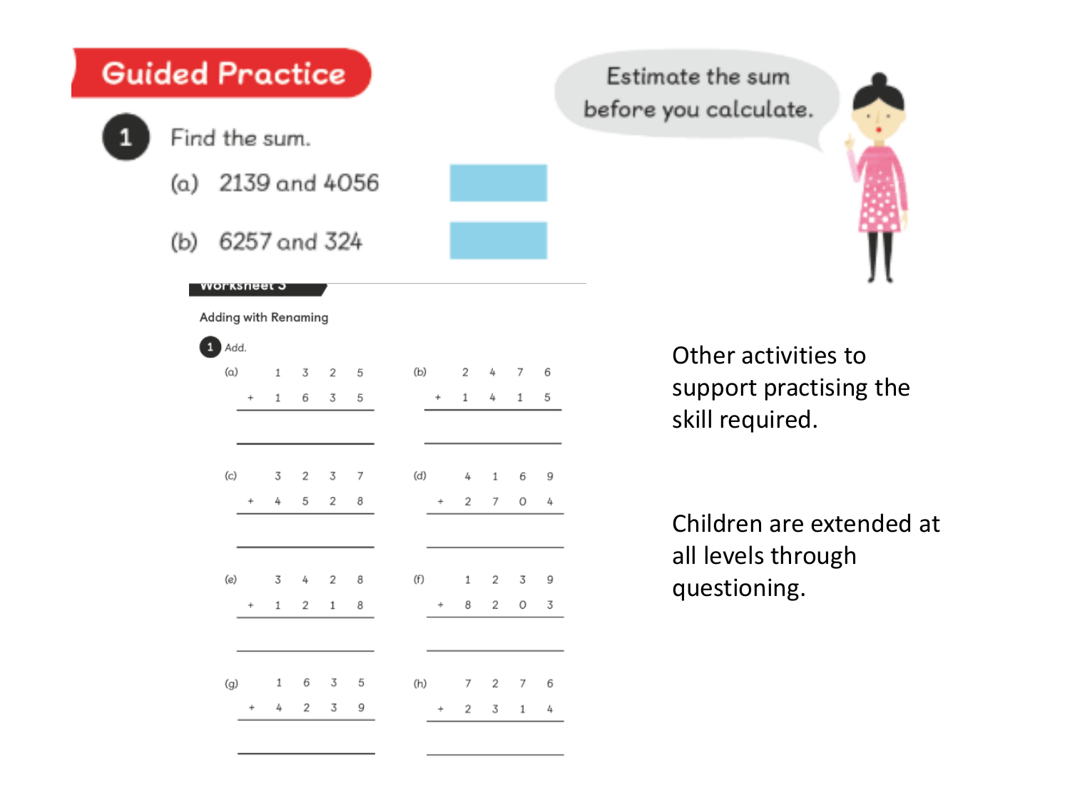## Guided Practice

**1** Find the sum.

(a) 2139 and 4056

(b) 6257 and 324

Estimate the sum before you calculate.

**Worksheet 3**

Adding with Renaming

**1** Add.

(a)
```
   1 3 2 5
 + 1 6 3 5
 ---------
```

(b)
```
   2 4 7 6
 + 1 4 1 5
 ---------
```

(c)
```
   3 2 3 7
 + 4 5 2 8
 ---------
```

(d)
```
   4 1 6 9
 + 2 7 0 4
 ---------
```

(e)
```
   3 4 2 8
 + 1 2 1 8
 ---------
```

(f)
```
   1 2 3 9
 + 8 2 0 3
 ---------
```

(g)
```
   1 6 3 5
 + 4 2 3 9
 ---------
```

(h)
```
   7 2 7 6
 + 2 3 1 4
 ---------
```

Other activities to support practising the skill required.

Children are extended at all levels through questioning.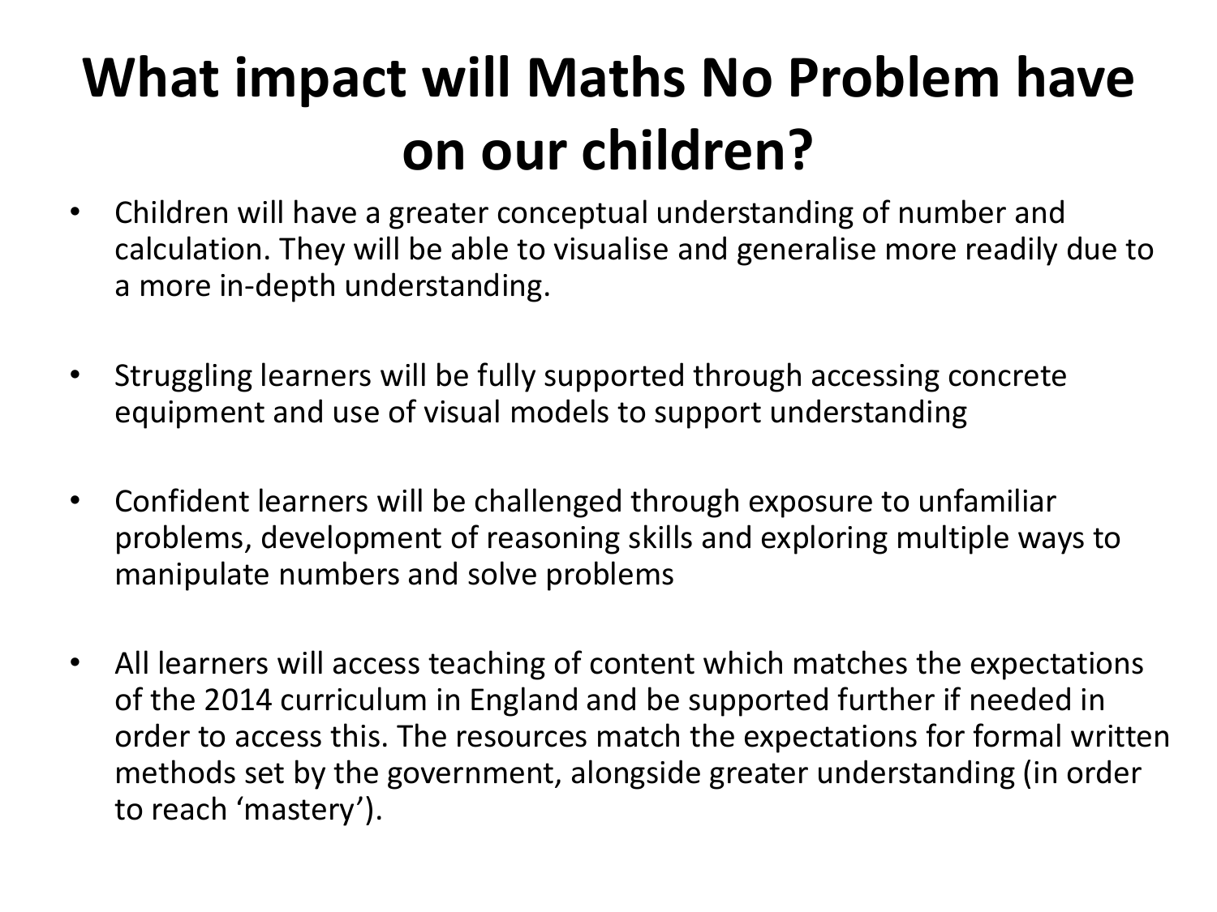# What impact will Maths No Problem have on our children?

- Children will have a greater conceptual understanding of number and calculation. They will be able to visualise and generalise more readily due to a more in-depth understanding.

- Struggling learners will be fully supported through accessing concrete equipment and use of visual models to support understanding

- Confident learners will be challenged through exposure to unfamiliar problems, development of reasoning skills and exploring multiple ways to manipulate numbers and solve problems

- All learners will access teaching of content which matches the expectations of the 2014 curriculum in England and be supported further if needed in order to access this. The resources match the expectations for formal written methods set by the government, alongside greater understanding (in order to reach 'mastery').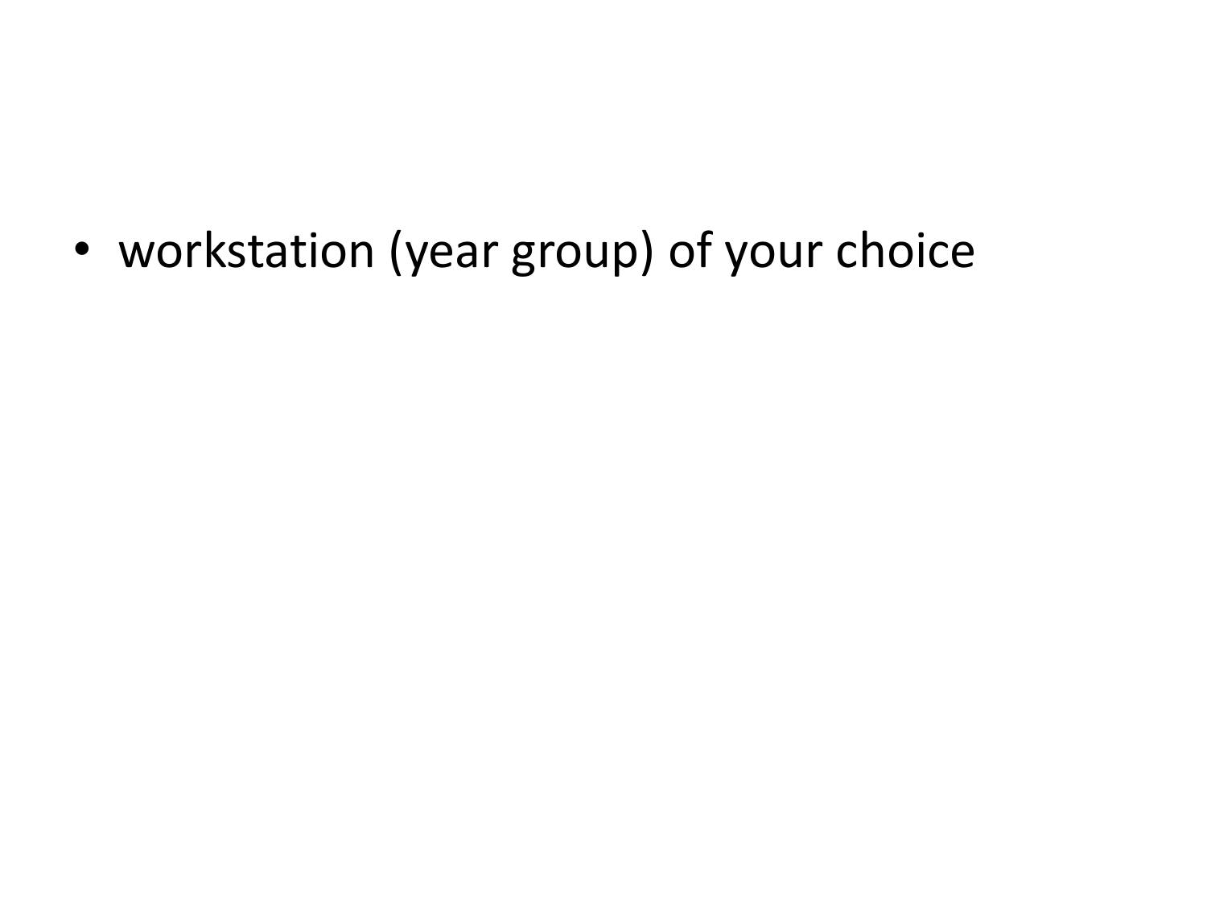- workstation (year group) of your choice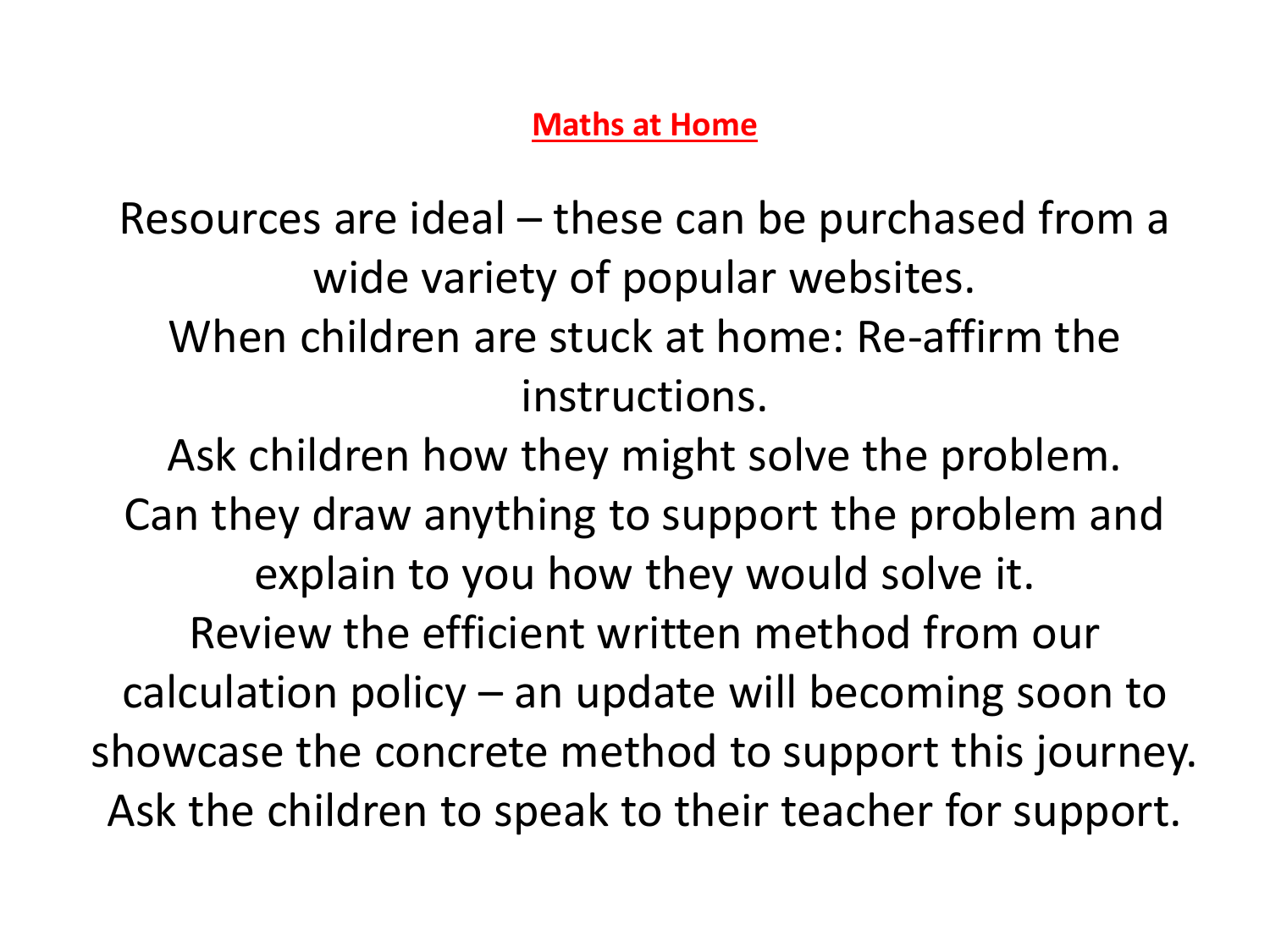# Maths at Home

Resources are ideal – these can be purchased from a wide variety of popular websites.

When children are stuck at home: Re-affirm the instructions.

Ask children how they might solve the problem.

Can they draw anything to support the problem and explain to you how they would solve it.

Review the efficient written method from our calculation policy – an update will becoming soon to showcase the concrete method to support this journey.

Ask the children to speak to their teacher for support.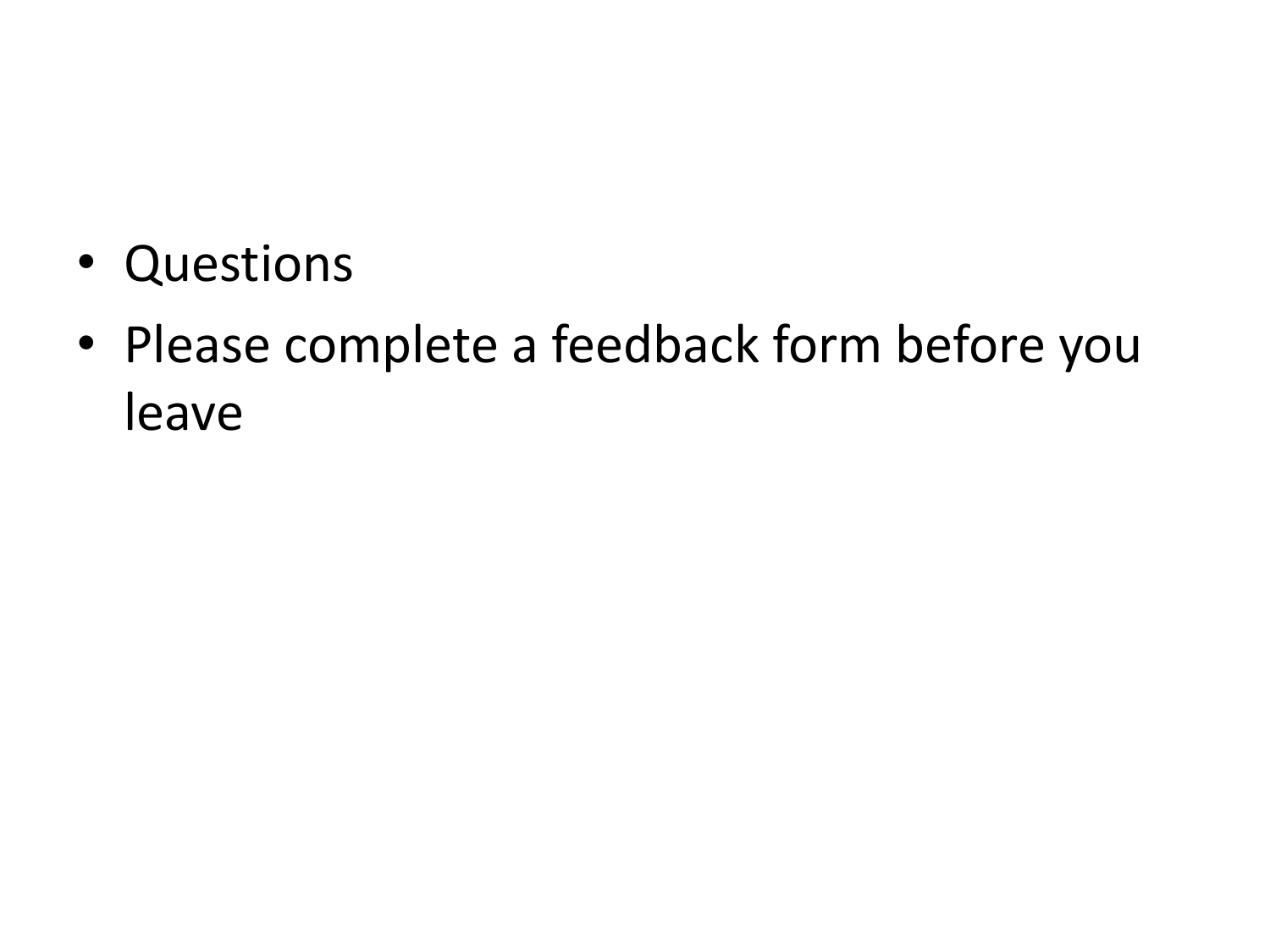- Questions
- Please complete a feedback form before you leave